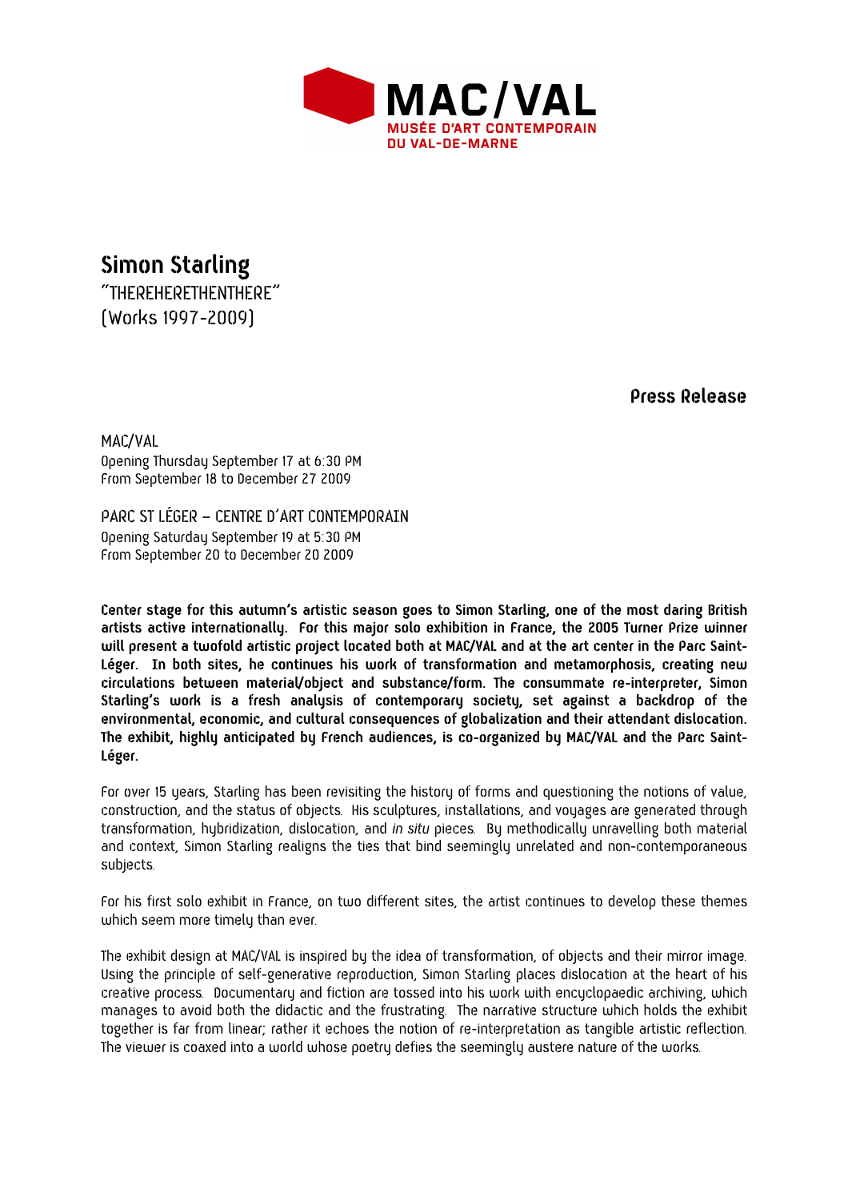MAC/VAL
MUSÉE D'ART CONTEMPORAIN
DU VAL-DE-MARNE

# Simon Starling

"THEREHERETHENTHERE"
(Works 1997-2009)

**Press Release**

MAC/VAL
Opening Thursday September 17 at 6:30 PM
From September 18 to December 27 2009

PARC ST LÉGER – CENTRE D'ART CONTEMPORAIN
Opening Saturday September 19 at 5:30 PM
From September 20 to December 20 2009

**Center stage for this autumn's artistic season goes to Simon Starling, one of the most daring British artists active internationally. For this major solo exhibition in France, the 2005 Turner Prize winner will present a twofold artistic project located both at MAC/VAL and at the art center in the Parc Saint-Léger. In both sites, he continues his work of transformation and metamorphosis, creating new circulations between material/object and substance/form. The consummate re-interpreter, Simon Starling's work is a fresh analysis of contemporary society, set against a backdrop of the environmental, economic, and cultural consequences of globalization and their attendant dislocation. The exhibit, highly anticipated by French audiences, is co-organized by MAC/VAL and the Parc Saint-Léger.**

For over 15 years, Starling has been revisiting the history of forms and questioning the notions of value, construction, and the status of objects. His sculptures, installations, and voyages are generated through transformation, hybridization, dislocation, and *in situ* pieces. By methodically unravelling both material and context, Simon Starling realigns the ties that bind seemingly unrelated and non-contemporaneous subjects.

For his first solo exhibit in France, on two different sites, the artist continues to develop these themes which seem more timely than ever.

The exhibit design at MAC/VAL is inspired by the idea of transformation, of objects and their mirror image. Using the principle of self-generative reproduction, Simon Starling places dislocation at the heart of his creative process. Documentary and fiction are tossed into his work with encyclopaedic archiving, which manages to avoid both the didactic and the frustrating. The narrative structure which holds the exhibit together is far from linear; rather it echoes the notion of re-interpretation as tangible artistic reflection. The viewer is coaxed into a world whose poetry defies the seemingly austere nature of the works.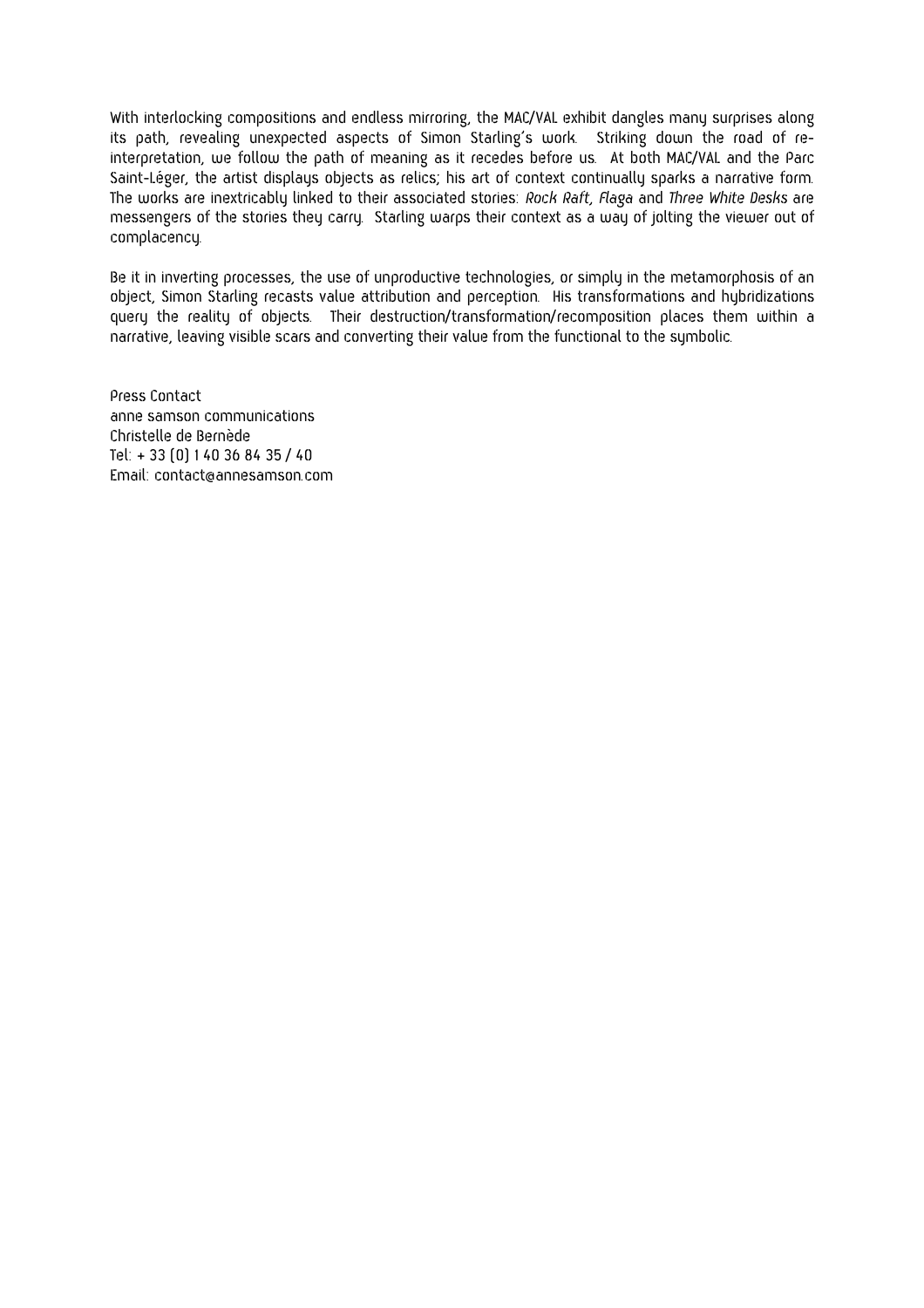With interlocking compositions and endless mirroring, the MAC/VAL exhibit dangles many surprises along its path, revealing unexpected aspects of Simon Starling's work. Striking down the road of re-interpretation, we follow the path of meaning as it recedes before us. At both MAC/VAL and the Parc Saint-Léger, the artist displays objects as relics; his art of context continually sparks a narrative form. The works are inextricably linked to their associated stories: *Rock Raft*, *Flaga* and *Three White Desks* are messengers of the stories they carry. Starling warps their context as a way of jolting the viewer out of complacency.

Be it in inverting processes, the use of unproductive technologies, or simply in the metamorphosis of an object, Simon Starling recasts value attribution and perception. His transformations and hybridizations query the reality of objects. Their destruction/transformation/recomposition places them within a narrative, leaving visible scars and converting their value from the functional to the symbolic.

Press Contact
anne samson communications
Christelle de Bernède
Tel: + 33 (0) 1 40 36 84 35 / 40
Email: contact@annesamson.com